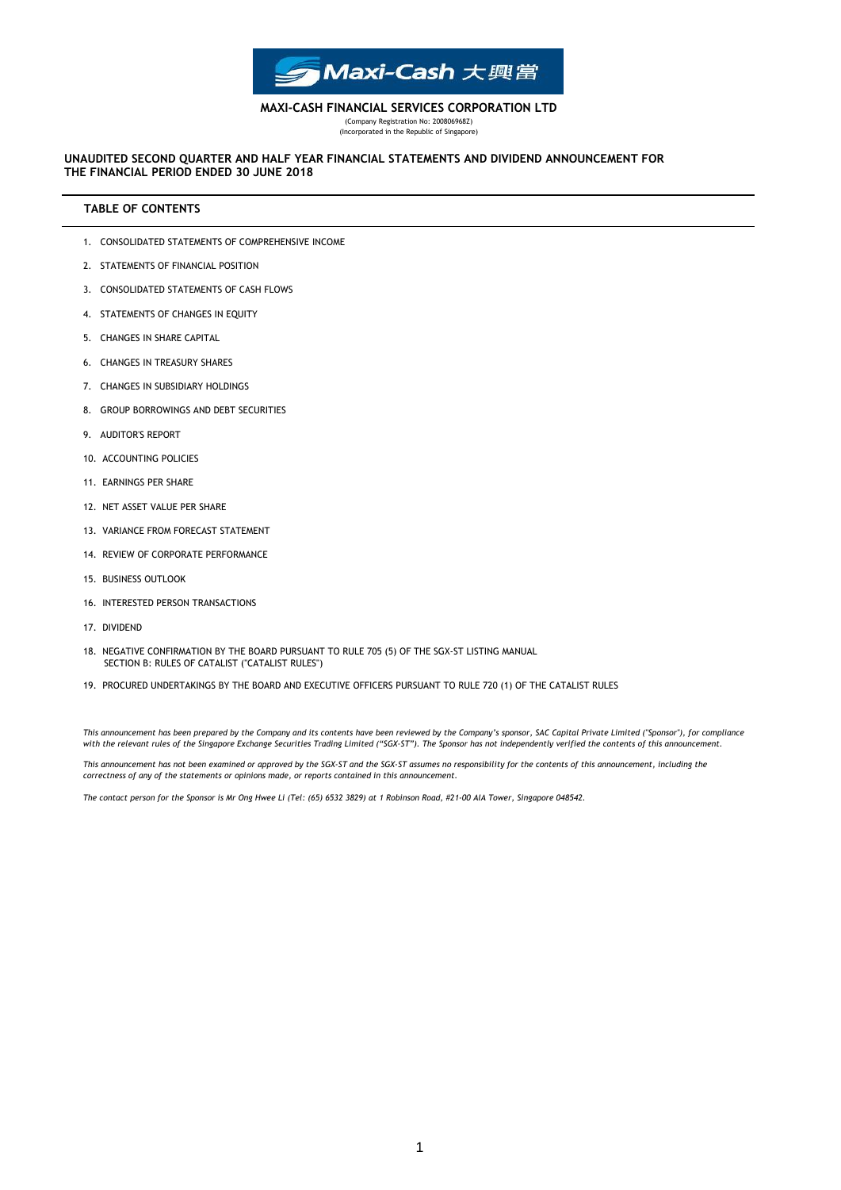**Maxi-Cash 大興當**

**MAXI-CASH FINANCIAL SERVICES CORPORATION LTD**

(Company Registration No: 200806968Z)
(Incorporated in the Republic of Singapore)

# UNAUDITED SECOND QUARTER AND HALF YEAR FINANCIAL STATEMENTS AND DIVIDEND ANNOUNCEMENT FOR THE FINANCIAL PERIOD ENDED 30 JUNE 2018

## TABLE OF CONTENTS

1. CONSOLIDATED STATEMENTS OF COMPREHENSIVE INCOME
2. STATEMENTS OF FINANCIAL POSITION
3. CONSOLIDATED STATEMENTS OF CASH FLOWS
4. STATEMENTS OF CHANGES IN EQUITY
5. CHANGES IN SHARE CAPITAL
6. CHANGES IN TREASURY SHARES
7. CHANGES IN SUBSIDIARY HOLDINGS
8. GROUP BORROWINGS AND DEBT SECURITIES
9. AUDITOR'S REPORT
10. ACCOUNTING POLICIES
11. EARNINGS PER SHARE
12. NET ASSET VALUE PER SHARE
13. VARIANCE FROM FORECAST STATEMENT
14. REVIEW OF CORPORATE PERFORMANCE
15. BUSINESS OUTLOOK
16. INTERESTED PERSON TRANSACTIONS
17. DIVIDEND
18. NEGATIVE CONFIRMATION BY THE BOARD PURSUANT TO RULE 705 (5) OF THE SGX-ST LISTING MANUAL SECTION B: RULES OF CATALIST ("CATALIST RULES")
19. PROCURED UNDERTAKINGS BY THE BOARD AND EXECUTIVE OFFICERS PURSUANT TO RULE 720 (1) OF THE CATALIST RULES

*This announcement has been prepared by the Company and its contents have been reviewed by the Company's sponsor, SAC Capital Private Limited ("Sponsor"), for compliance with the relevant rules of the Singapore Exchange Securities Trading Limited ("SGX-ST"). The Sponsor has not independently verified the contents of this announcement.*

*This announcement has not been examined or approved by the SGX-ST and the SGX-ST assumes no responsibility for the contents of this announcement, including the correctness of any of the statements or opinions made, or reports contained in this announcement.*

*The contact person for the Sponsor is Mr Ong Hwee Li (Tel: (65) 6532 3829) at 1 Robinson Road, #21-00 AIA Tower, Singapore 048542.*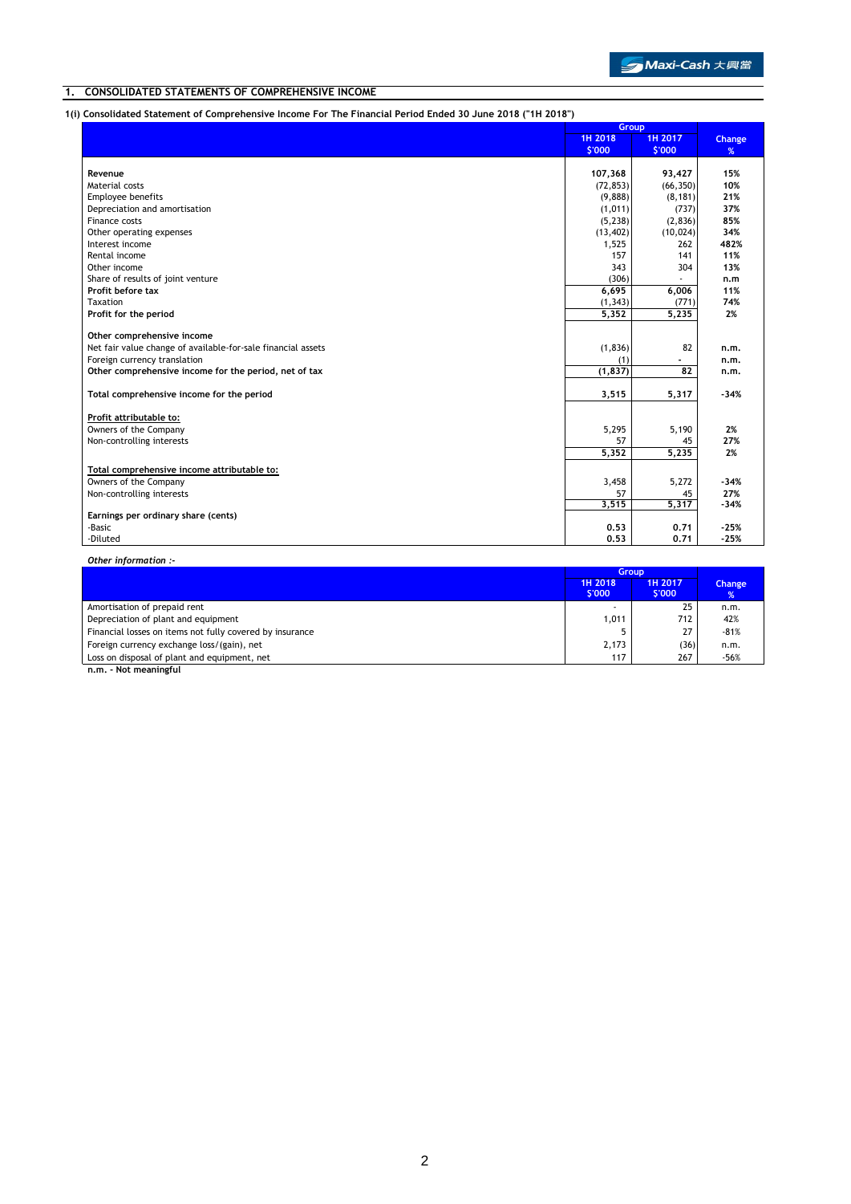## 1. CONSOLIDATED STATEMENTS OF COMPREHENSIVE INCOME

### 1(i) Consolidated Statement of Comprehensive Income For The Financial Period Ended 30 June 2018 ("1H 2018")

| | Group | | |
|---|---|---|---|
| | 1H 2018 $'000 | 1H 2017 $'000 | Change % |
| **Revenue** | **107,368** | **93,427** | **15%** |
| Material costs | (72,853) | (66,350) | **10%** |
| Employee benefits | (9,888) | (8,181) | **21%** |
| Depreciation and amortisation | (1,011) | (737) | **37%** |
| Finance costs | (5,238) | (2,836) | **85%** |
| Other operating expenses | (13,402) | (10,024) | **34%** |
| Interest income | 1,525 | 262 | **482%** |
| Rental income | 157 | 141 | **11%** |
| Other income | 343 | 304 | **13%** |
| Share of results of joint venture | (306) | - | **n.m** |
| **Profit before tax** | **6,695** | **6,006** | **11%** |
| Taxation | (1,343) | (771) | **74%** |
| **Profit for the period** | **5,352** | **5,235** | **2%** |
| | | | |
| **Other comprehensive income** | | | |
| Net fair value change of available-for-sale financial assets | (1,836) | 82 | **n.m.** |
| Foreign currency translation | (1) | - | **n.m.** |
| **Other comprehensive income for the period, net of tax** | **(1,837)** | **82** | **n.m.** |
| | | | |
| **Total comprehensive income for the period** | **3,515** | **5,317** | **-34%** |
| | | | |
| **Profit attributable to:** | | | |
| Owners of the Company | 5,295 | 5,190 | **2%** |
| Non-controlling interests | 57 | 45 | **27%** |
| | **5,352** | **5,235** | **2%** |
| | | | |
| **Total comprehensive income attributable to:** | | | |
| Owners of the Company | 3,458 | 5,272 | **-34%** |
| Non-controlling interests | 57 | 45 | **27%** |
| | **3,515** | **5,317** | **-34%** |
| **Earnings per ordinary share (cents)** | | | |
| -Basic | **0.53** | **0.71** | **-25%** |
| -Diluted | **0.53** | **0.71** | **-25%** |

***Other information :-***

| | Group | | |
|---|---|---|---|
| | 1H 2018 $'000 | 1H 2017 $'000 | Change % |
| Amortisation of prepaid rent | - | 25 | n.m. |
| Depreciation of plant and equipment | 1,011 | 712 | 42% |
| Financial losses on items not fully covered by insurance | 5 | 27 | -81% |
| Foreign currency exchange loss/(gain), net | 2,173 | (36) | n.m. |
| Loss on disposal of plant and equipment, net | 117 | 267 | -56% |

**n.m. - Not meaningful**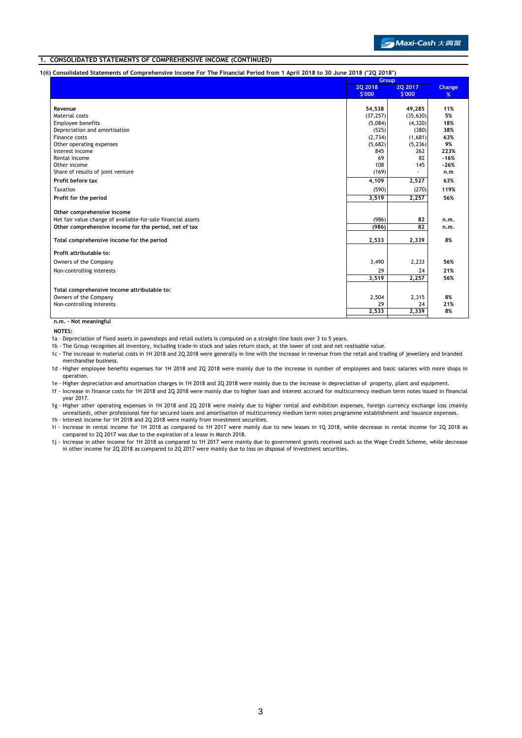## 1. CONSOLIDATED STATEMENTS OF COMPREHENSIVE INCOME (CONTINUED)

**1(ii) Consolidated Statements of Comprehensive Income For The Financial Period from 1 April 2018 to 30 June 2018 ("2Q 2018")**

| | Group | | |
|---|---|---|---|
| | 2Q 2018 $'000 | 2Q 2017 $'000 | Change % |
| **Revenue** | **54,538** | **49,285** | **11%** |
| Material costs | (37,257) | (35,630) | **5%** |
| Employee benefits | (5,084) | (4,320) | **18%** |
| Depreciation and amortisation | (525) | (380) | **38%** |
| Finance costs | (2,734) | (1,681) | **63%** |
| Other operating expenses | (5,682) | (5,236) | **9%** |
| Interest income | 845 | 262 | **223%** |
| Rental income | 69 | 82 | **-16%** |
| Other income | 108 | 145 | **-26%** |
| Share of results of joint venture | (169) | - | **n.m** |
| **Profit before tax** | **4,109** | **2,527** | **63%** |
| Taxation | (590) | (270) | **119%** |
| **Profit for the period** | **3,519** | **2,257** | **56%** |
| | | | |
| **Other comprehensive income** | | | |
| Net fair value change of available-for-sale financial assets | (986) | 82 | **n.m.** |
| **Other comprehensive income for the period, net of tax** | **(986)** | **82** | **n.m.** |
| | | | |
| **Total comprehensive income for the period** | **2,533** | **2,339** | **8%** |
| | | | |
| **Profit attributable to:** | | | |
| Owners of the Company | 3,490 | 2,233 | **56%** |
| Non-controlling interests | 29 | 24 | **21%** |
| | **3,519** | **2,257** | **56%** |
| | | | |
| **Total comprehensive income attributable to:** | | | |
| Owners of the Company | 2,504 | 2,315 | **8%** |
| Non-controlling interests | 29 | 24 | **21%** |
| | **2,533** | **2,339** | **8%** |

**n.m. - Not meaningful**

**NOTES:**

1a - Depreciation of fixed assets in pawnshops and retail outlets is computed on a straight-line basis over 3 to 5 years.

1b - The Group recognises all inventory, including trade-in stock and sales return stock, at the lower of cost and net realisable value.

1c - The increase in material costs in 1H 2018 and 2Q 2018 were generally in line with the increase in revenue from the retail and trading of jewellery and branded merchandise business.

1d - Higher employee benefits expenses for 1H 2018 and 2Q 2018 were mainly due to the increase in number of employees and basic salaries with more shops in operation.

1e - Higher depreciation and amortisation charges in 1H 2018 and 2Q 2018 were mainly due to the increase in depreciation of property, plant and equipment.

1f - Increase in finance costs for 1H 2018 and 2Q 2018 were mainly due to higher loan and interest accrued for multicurrency medium term notes issued in financial year 2017.

1g - Higher other operating expenses in 1H 2018 and 2Q 2018 were mainly due to higher rental and exhibition expenses, foreign currency exchange loss (mainly unrealised), other professional fee for secured loans and amortisation of multicurrency medium term notes programme establishment and issuance expenses.

1h - Interest income for 1H 2018 and 2Q 2018 were mainly from investment securities.

1i - Increase in rental income for 1H 2018 as compared to 1H 2017 were mainly due to new leases in 1Q 2018, while decrease in rental income for 2Q 2018 as compared to 2Q 2017 was due to the expiration of a lease in March 2018.

1j - Increase in other income for 1H 2018 as compared to 1H 2017 were mainly due to government grants received such as the Wage Credit Scheme, while decrease in other income for 2Q 2018 as compared to 2Q 2017 were mainly due to loss on disposal of investment securities.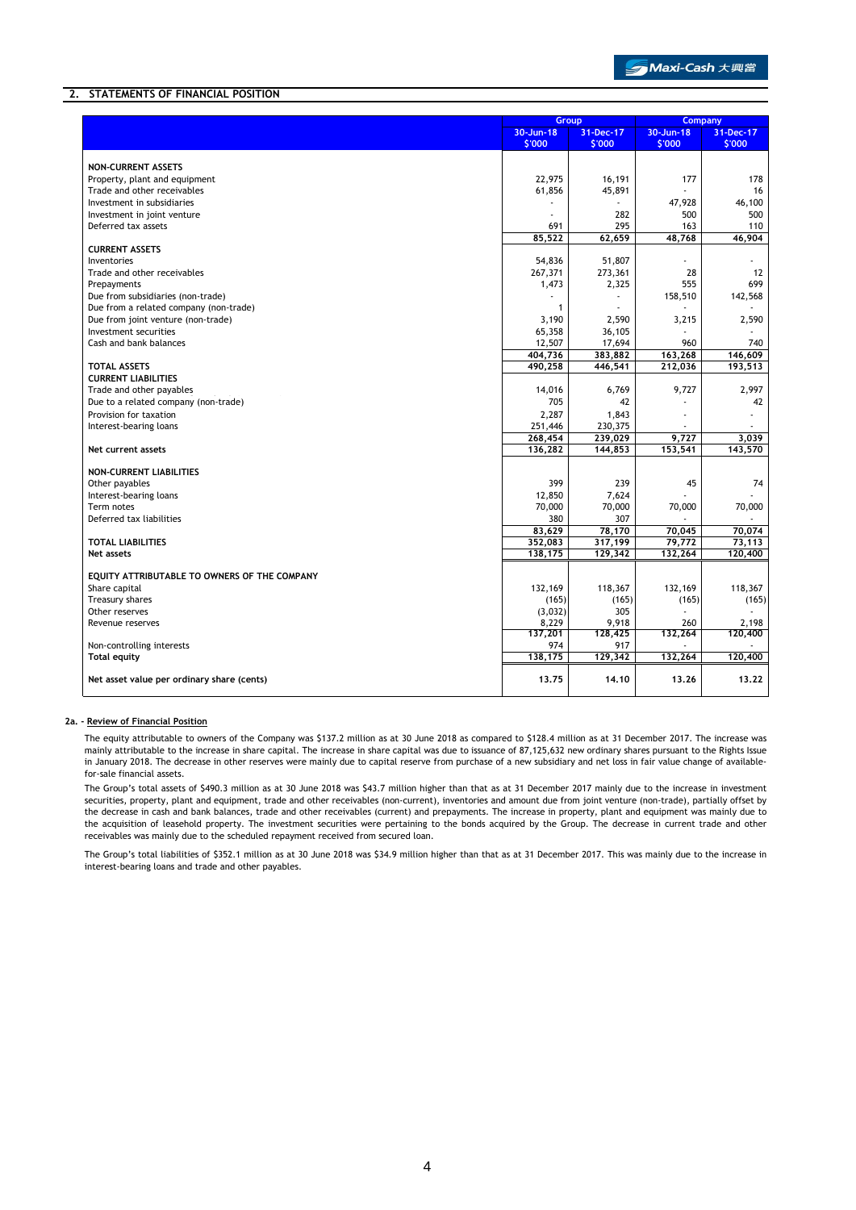## 2. STATEMENTS OF FINANCIAL POSITION

| | Group | | Company | |
|---|---|---|---|---|
| | 30-Jun-18 $'000 | 31-Dec-17 $'000 | 30-Jun-18 $'000 | 31-Dec-17 $'000 |
| **NON-CURRENT ASSETS** | | | | |
| Property, plant and equipment | 22,975 | 16,191 | 177 | 178 |
| Trade and other receivables | 61,856 | 45,891 | - | 16 |
| Investment in subsidiaries | - | - | 47,928 | 46,100 |
| Investment in joint venture | - | 282 | 500 | 500 |
| Deferred tax assets | 691 | 295 | 163 | 110 |
| | 85,522 | 62,659 | 48,768 | 46,904 |
| **CURRENT ASSETS** | | | | |
| Inventories | 54,836 | 51,807 | - | - |
| Trade and other receivables | 267,371 | 273,361 | 28 | 12 |
| Prepayments | 1,473 | 2,325 | 555 | 699 |
| Due from subsidiaries (non-trade) | - | - | 158,510 | 142,568 |
| Due from a related company (non-trade) | 1 | - | - | - |
| Due from joint venture (non-trade) | 3,190 | 2,590 | 3,215 | 2,590 |
| Investment securities | 65,358 | 36,105 | - | - |
| Cash and bank balances | 12,507 | 17,694 | 960 | 740 |
| | 404,736 | 383,882 | 163,268 | 146,609 |
| **TOTAL ASSETS** | 490,258 | 446,541 | 212,036 | 193,513 |
| **CURRENT LIABILITIES** | | | | |
| Trade and other payables | 14,016 | 6,769 | 9,727 | 2,997 |
| Due to a related company (non-trade) | 705 | 42 | - | 42 |
| Provision for taxation | 2,287 | 1,843 | - | - |
| Interest-bearing loans | 251,446 | 230,375 | - | - |
| | 268,454 | 239,029 | 9,727 | 3,039 |
| **Net current assets** | 136,282 | 144,853 | 153,541 | 143,570 |
| **NON-CURRENT LIABILITIES** | | | | |
| Other payables | 399 | 239 | 45 | 74 |
| Interest-bearing loans | 12,850 | 7,624 | - | - |
| Term notes | 70,000 | 70,000 | 70,000 | 70,000 |
| Deferred tax liabilities | 380 | 307 | - | - |
| | 83,629 | 78,170 | 70,045 | 70,074 |
| **TOTAL LIABILITIES** | 352,083 | 317,199 | 79,772 | 73,113 |
| **Net assets** | 138,175 | 129,342 | 132,264 | 120,400 |
| **EQUITY ATTRIBUTABLE TO OWNERS OF THE COMPANY** | | | | |
| Share capital | 132,169 | 118,367 | 132,169 | 118,367 |
| Treasury shares | (165) | (165) | (165) | (165) |
| Other reserves | (3,032) | 305 | - | - |
| Revenue reserves | 8,229 | 9,918 | 260 | 2,198 |
| | 137,201 | 128,425 | 132,264 | 120,400 |
| Non-controlling interests | 974 | 917 | - | - |
| **Total equity** | 138,175 | 129,342 | 132,264 | 120,400 |
| **Net asset value per ordinary share (cents)** | 13.75 | 14.10 | 13.26 | 13.22 |

**2a. - Review of Financial Position**

The equity attributable to owners of the Company was $137.2 million as at 30 June 2018 as compared to $128.4 million as at 31 December 2017. The increase was mainly attributable to the increase in share capital. The increase in share capital was due to issuance of 87,125,632 new ordinary shares pursuant to the Rights Issue in January 2018. The decrease in other reserves were mainly due to capital reserve from purchase of a new subsidiary and net loss in fair value change of available-for-sale financial assets.

The Group's total assets of $490.3 million as at 30 June 2018 was $43.7 million higher than that as at 31 December 2017 mainly due to the increase in investment securities, property, plant and equipment, trade and other receivables (non-current), inventories and amount due from joint venture (non-trade), partially offset by the decrease in cash and bank balances, trade and other receivables (current) and prepayments. The increase in property, plant and equipment was mainly due to the acquisition of leasehold property. The investment securities were pertaining to the bonds acquired by the Group. The decrease in current trade and other receivables was mainly due to the scheduled repayment received from secured loan.

The Group's total liabilities of $352.1 million as at 30 June 2018 was $34.9 million higher than that as at 31 December 2017. This was mainly due to the increase in interest-bearing loans and trade and other payables.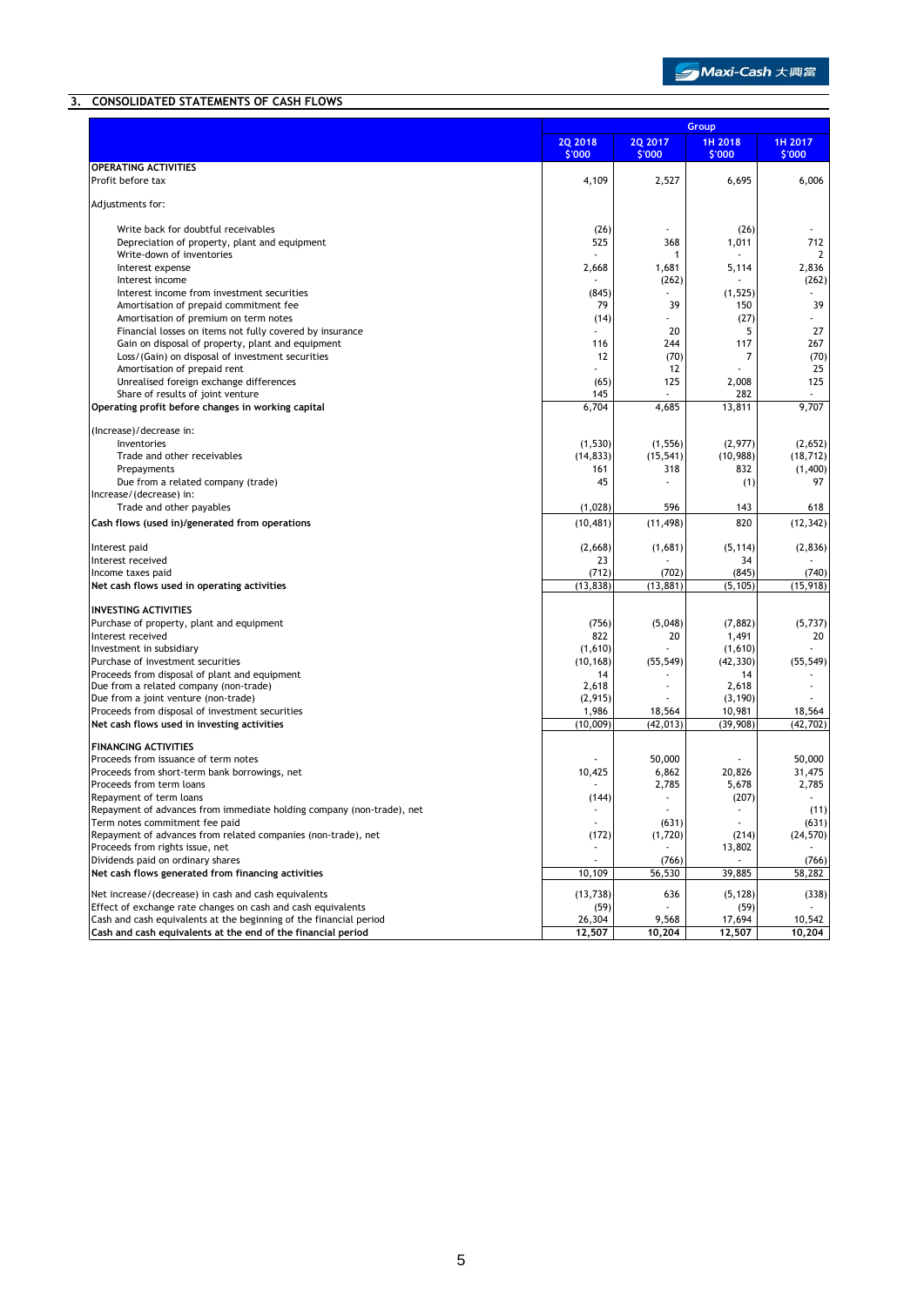## 3. CONSOLIDATED STATEMENTS OF CASH FLOWS

| | Group | | | |
|---|---|---|---|---|
| | 2Q 2018 $'000 | 2Q 2017 $'000 | 1H 2018 $'000 | 1H 2017 $'000 |
| **OPERATING ACTIVITIES** | | | | |
| Profit before tax | 4,109 | 2,527 | 6,695 | 6,006 |
| Adjustments for: | | | | |
| Write back for doubtful receivables | (26) | - | (26) | - |
| Depreciation of property, plant and equipment | 525 | 368 | 1,011 | 712 |
| Write-down of inventories | - | 1 | - | 2 |
| Interest expense | 2,668 | 1,681 | 5,114 | 2,836 |
| Interest income | - | (262) | - | (262) |
| Interest income from investment securities | (845) | - | (1,525) | - |
| Amortisation of prepaid commitment fee | 79 | 39 | 150 | 39 |
| Amortisation of premium on term notes | (14) | - | (27) | - |
| Financial losses on items not fully covered by insurance | - | 20 | 5 | 27 |
| Gain on disposal of property, plant and equipment | 116 | 244 | 117 | 267 |
| Loss/(Gain) on disposal of investment securities | 12 | (70) | 7 | (70) |
| Amortisation of prepaid rent | - | 12 | - | 25 |
| Unrealised foreign exchange differences | (65) | 125 | 2,008 | 125 |
| Share of results of joint venture | 145 | - | 282 | - |
| **Operating profit before changes in working capital** | 6,704 | 4,685 | 13,811 | 9,707 |
| (Increase)/decrease in: | | | | |
| Inventories | (1,530) | (1,556) | (2,977) | (2,652) |
| Trade and other receivables | (14,833) | (15,541) | (10,988) | (18,712) |
| Prepayments | 161 | 318 | 832 | (1,400) |
| Due from a related company (trade) | 45 | - | (1) | 97 |
| Increase/(decrease) in: | | | | |
| Trade and other payables | (1,028) | 596 | 143 | 618 |
| **Cash flows (used in)/generated from operations** | (10,481) | (11,498) | 820 | (12,342) |
| Interest paid | (2,668) | (1,681) | (5,114) | (2,836) |
| Interest received | 23 | - | 34 | - |
| Income taxes paid | (712) | (702) | (845) | (740) |
| **Net cash flows used in operating activities** | (13,838) | (13,881) | (5,105) | (15,918) |
| **INVESTING ACTIVITIES** | | | | |
| Purchase of property, plant and equipment | (756) | (5,048) | (7,882) | (5,737) |
| Interest received | 822 | 20 | 1,491 | 20 |
| Investment in subsidiary | (1,610) | - | (1,610) | - |
| Purchase of investment securities | (10,168) | (55,549) | (42,330) | (55,549) |
| Proceeds from disposal of plant and equipment | 14 | - | 14 | - |
| Due from a related company (non-trade) | 2,618 | - | 2,618 | - |
| Due from a joint venture (non-trade) | (2,915) | - | (3,190) | - |
| Proceeds from disposal of investment securities | 1,986 | 18,564 | 10,981 | 18,564 |
| **Net cash flows used in investing activities** | (10,009) | (42,013) | (39,908) | (42,702) |
| **FINANCING ACTIVITIES** | | | | |
| Proceeds from issuance of term notes | - | 50,000 | - | 50,000 |
| Proceeds from short-term bank borrowings, net | 10,425 | 6,862 | 20,826 | 31,475 |
| Proceeds from term loans | - | 2,785 | 5,678 | 2,785 |
| Repayment of term loans | (144) | - | (207) | - |
| Repayment of advances from immediate holding company (non-trade), net | - | - | - | (11) |
| Term notes commitment fee paid | - | (631) | - | (631) |
| Repayment of advances from related companies (non-trade), net | (172) | (1,720) | (214) | (24,570) |
| Proceeds from rights issue, net | - | - | 13,802 | - |
| Dividends paid on ordinary shares | - | (766) | - | (766) |
| **Net cash flows generated from financing activities** | 10,109 | 56,530 | 39,885 | 58,282 |
| Net increase/(decrease) in cash and cash equivalents | (13,738) | 636 | (5,128) | (338) |
| Effect of exchange rate changes on cash and cash equivalents | (59) | - | (59) | - |
| Cash and cash equivalents at the beginning of the financial period | 26,304 | 9,568 | 17,694 | 10,542 |
| **Cash and cash equivalents at the end of the financial period** | 12,507 | 10,204 | 12,507 | 10,204 |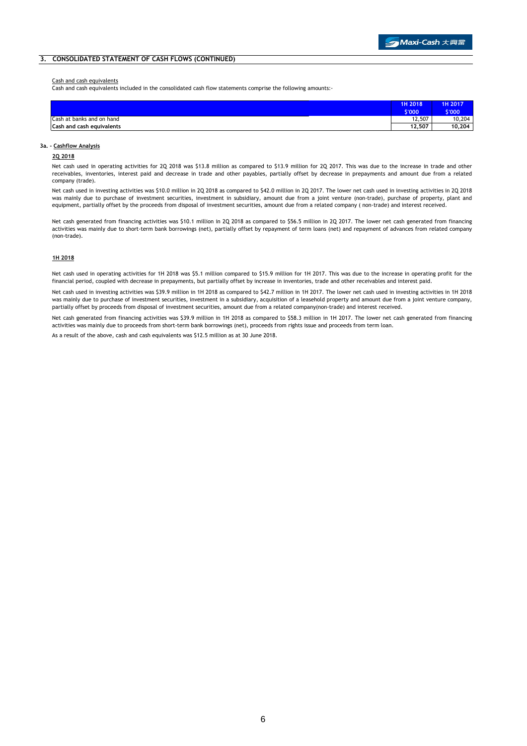## 3. CONSOLIDATED STATEMENT OF CASH FLOWS (CONTINUED)

Cash and cash equivalents

Cash and cash equivalents included in the consolidated cash flow statements comprise the following amounts:-

| | 1H 2018 | 1H 2017 |
|---|---|---|
| | $'000 | $'000 |
| Cash at banks and on hand | 12,507 | 10,204 |
| **Cash and cash equivalents** | **12,507** | **10,204** |

**3a. - Cashflow Analysis**

**2Q 2018**

Net cash used in operating activities for 2Q 2018 was $13.8 million as compared to $13.9 million for 2Q 2017. This was due to the increase in trade and other receivables, inventories, interest paid and decrease in trade and other payables, partially offset by decrease in prepayments and amount due from a related company (trade).

Net cash used in investing activities was $10.0 million in 2Q 2018 as compared to $42.0 million in 2Q 2017. The lower net cash used in investing activities in 2Q 2018 was mainly due to purchase of investment securities, investment in subsidiary, amount due from a joint venture (non-trade), purchase of property, plant and equipment, partially offset by the proceeds from disposal of investment securities, amount due from a related company ( non-trade) and interest received.

Net cash generated from financing activities was $10.1 million in 2Q 2018 as compared to $56.5 million in 2Q 2017. The lower net cash generated from financing activities was mainly due to short-term bank borrowings (net), partially offset by repayment of term loans (net) and repayment of advances from related company (non-trade).

**1H 2018**

Net cash used in operating activities for 1H 2018 was $5.1 million compared to $15.9 million for 1H 2017. This was due to the increase in operating profit for the financial period, coupled with decrease in prepayments, but partially offset by increase in inventories, trade and other receivables and interest paid.

Net cash used in investing activities was $39.9 million in 1H 2018 as compared to $42.7 million in 1H 2017. The lower net cash used in investing activities in 1H 2018 was mainly due to purchase of investment securities, investment in a subsidiary, acquisition of a leasehold property and amount due from a joint venture company, partially offset by proceeds from disposal of investment securities, amount due from a related company(non-trade) and interest received.

Net cash generated from financing activities was $39.9 million in 1H 2018 as compared to $58.3 million in 1H 2017. The lower net cash generated from financing activities was mainly due to proceeds from short-term bank borrowings (net), proceeds from rights issue and proceeds from term loan.

As a result of the above, cash and cash equivalents was $12.5 million as at 30 June 2018.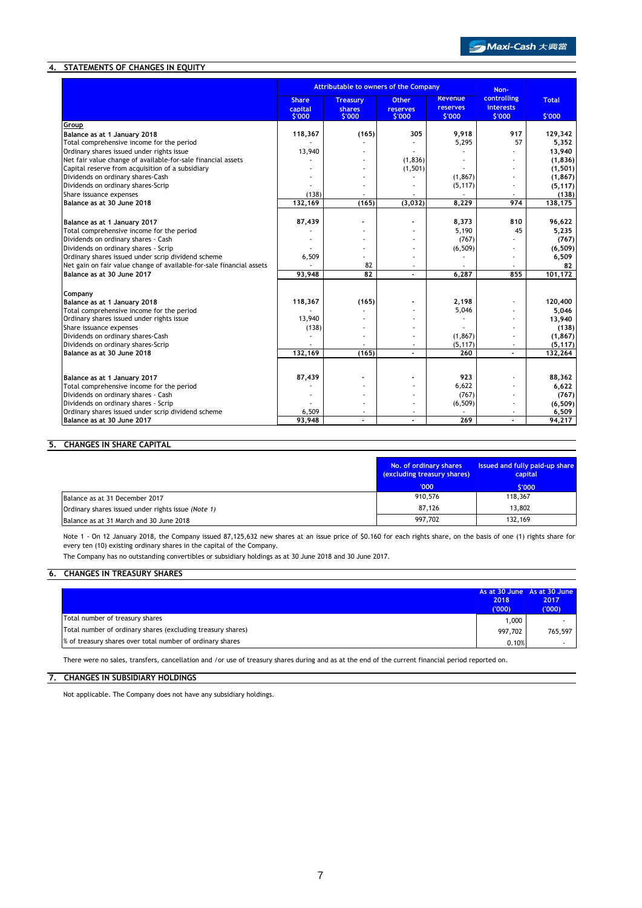## 4. STATEMENTS OF CHANGES IN EQUITY

| | Attributable to owners of the Company | | | | Non-controlling interests | Total |
|---|---|---|---|---|---|---|
| | Share capital $'000 | Treasury shares $'000 | Other reserves $'000 | Revenue reserves $'000 | $'000 | $'000 |
| **Group** | | | | | | |
| **Balance as at 1 January 2018** | 118,367 | (165) | 305 | 9,918 | 917 | 129,342 |
| Total comprehensive income for the period | - | - | - | 5,295 | 57 | 5,352 |
| Ordinary shares issued under rights issue | 13,940 | - | - | - | - | 13,940 |
| Net fair value change of available-for-sale financial assets | - | - | (1,836) | - | - | (1,836) |
| Capital reserve from acquisition of a subsidiary | - | - | (1,501) | - | - | (1,501) |
| Dividends on ordinary shares-Cash | - | - | - | (1,867) | - | (1,867) |
| Dividends on ordinary shares-Scrip | - | - | - | (5,117) | - | (5,117) |
| Share issuance expenses | (138) | - | - | - | - | (138) |
| **Balance as at 30 June 2018** | 132,169 | (165) | (3,032) | 8,229 | 974 | 138,175 |
| | | | | | | |
| **Balance as at 1 January 2017** | 87,439 | - | - | 8,373 | 810 | 96,622 |
| Total comprehensive income for the period | - | - | - | 5,190 | 45 | 5,235 |
| Dividends on ordinary shares - Cash | - | - | - | (767) | - | (767) |
| Dividends on ordinary shares - Scrip | - | - | - | (6,509) | - | (6,509) |
| Ordinary shares issued under scrip dividend scheme | 6,509 | - | - | - | - | 6,509 |
| Net gain on fair value change of available-for-sale financial assets | - | 82 | - | - | - | 82 |
| **Balance as at 30 June 2017** | 93,948 | 82 | - | 6,287 | 855 | 101,172 |
| | | | | | | |
| **Company** | | | | | | |
| **Balance as at 1 January 2018** | 118,367 | (165) | - | 2,198 | - | 120,400 |
| Total comprehensive income for the period | - | - | - | 5,046 | - | 5,046 |
| Ordinary shares issued under rights issue | 13,940 | - | - | - | - | 13,940 |
| Share issuance expenses | (138) | - | - | - | - | (138) |
| Dividends on ordinary shares-Cash | - | - | - | (1,867) | - | (1,867) |
| Dividends on ordinary shares-Scrip | - | - | - | (5,117) | - | (5,117) |
| **Balance as at 30 June 2018** | 132,169 | (165) | - | 260 | - | 132,264 |
| | | | | | | |
| **Balance as at 1 January 2017** | 87,439 | - | - | 923 | - | 88,362 |
| Total comprehensive income for the period | - | - | - | 6,622 | - | 6,622 |
| Dividends on ordinary shares - Cash | - | - | - | (767) | - | (767) |
| Dividends on ordinary shares - Scrip | - | - | - | (6,509) | - | (6,509) |
| Ordinary shares issued under scrip dividend scheme | 6,509 | - | - | - | - | 6,509 |
| **Balance as at 30 June 2017** | 93,948 | - | - | 269 | - | 94,217 |

## 5. CHANGES IN SHARE CAPITAL

| | No. of ordinary shares (excluding treasury shares) '000 | Issued and fully paid-up share capital $'000 |
|---|---|---|
| Balance as at 31 December 2017 | 910,576 | 118,367 |
| Ordinary shares issued under rights issue *(Note 1)* | 87,126 | 13,802 |
| Balance as at 31 March and 30 June 2018 | 997,702 | 132,169 |

Note 1 - On 12 January 2018, the Company issued 87,125,632 new shares at an issue price of $0.160 for each rights share, on the basis of one (1) rights share for every ten (10) existing ordinary shares in the capital of the Company.

The Company has no outstanding convertibles or subsidiary holdings as at 30 June 2018 and 30 June 2017.

## 6. CHANGES IN TREASURY SHARES

| | As at 30 June 2018 ('000) | As at 30 June 2017 ('000) |
|---|---|---|
| Total number of treasury shares | 1,000 | - |
| Total number of ordinary shares (excluding treasury shares) | 997,702 | 765,597 |
| % of treasury shares over total number of ordinary shares | 0.10% | - |

There were no sales, transfers, cancellation and /or use of treasury shares during and as at the end of the current financial period reported on.

## 7. CHANGES IN SUBSIDIARY HOLDINGS

Not applicable. The Company does not have any subsidiary holdings.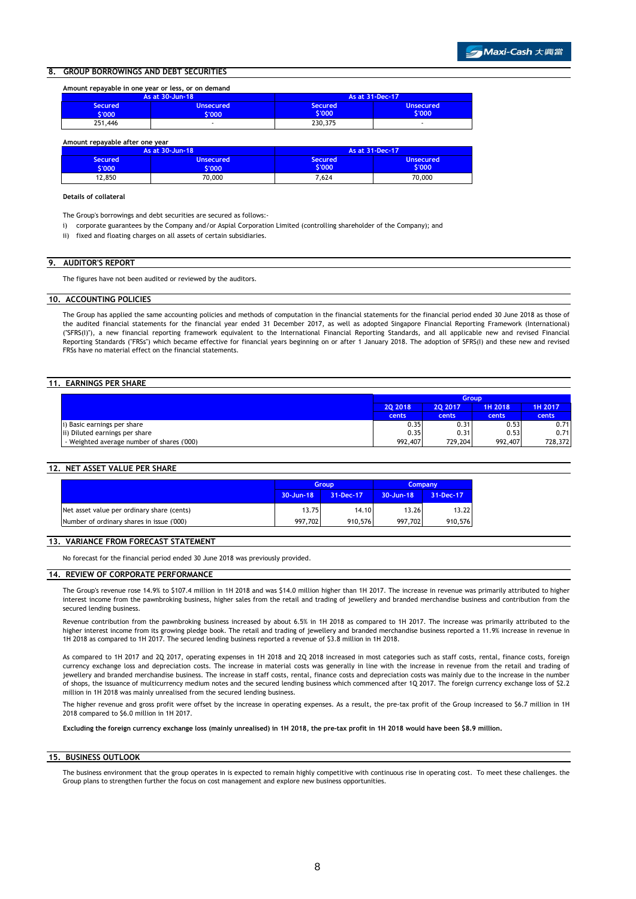## 8. GROUP BORROWINGS AND DEBT SECURITIES

Amount repayable in one year or less, or on demand

| As at 30-Jun-18 | | As at 31-Dec-17 | |
|---|---|---|---|
| Secured $'000 | Unsecured $'000 | Secured $'000 | Unsecured $'000 |
| 251,446 | - | 230,375 | - |

Amount repayable after one year

| As at 30-Jun-18 | | As at 31-Dec-17 | |
|---|---|---|---|
| Secured $'000 | Unsecured $'000 | Secured $'000 | Unsecured $'000 |
| 12,850 | 70,000 | 7,624 | 70,000 |

**Details of collateral**

The Group's borrowings and debt securities are secured as follows:-

i) corporate guarantees by the Company and/or Aspial Corporation Limited (controlling shareholder of the Company); and

ii) fixed and floating charges on all assets of certain subsidiaries.

## 9. AUDITOR'S REPORT

The figures have not been audited or reviewed by the auditors.

## 10. ACCOUNTING POLICIES

The Group has applied the same accounting policies and methods of computation in the financial statements for the financial period ended 30 June 2018 as those of the audited financial statements for the financial year ended 31 December 2017, as well as adopted Singapore Financial Reporting Framework (International) ("SFRS(I)"), a new financial reporting framework equivalent to the International Financial Reporting Standards, and all applicable new and revised Financial Reporting Standards ("FRSs") which became effective for financial years beginning on or after 1 January 2018. The adoption of SFRS(I) and these new and revised FRSs have no material effect on the financial statements.

## 11. EARNINGS PER SHARE

| | Group | | | |
|---|---|---|---|---|
| | 2Q 2018 cents | 2Q 2017 cents | 1H 2018 cents | 1H 2017 cents |
| i) Basic earnings per share | 0.35 | 0.31 | 0.53 | 0.71 |
| ii) Diluted earnings per share | 0.35 | 0.31 | 0.53 | 0.71 |
| - Weighted average number of shares ('000) | 992,407 | 729,204 | 992,407 | 728,372 |

## 12. NET ASSET VALUE PER SHARE

| | Group | | Company | |
|---|---|---|---|---|
| | 30-Jun-18 | 31-Dec-17 | 30-Jun-18 | 31-Dec-17 |
| Net asset value per ordinary share (cents) | 13.75 | 14.10 | 13.26 | 13.22 |
| Number of ordinary shares in issue ('000) | 997,702 | 910,576 | 997,702 | 910,576 |

## 13. VARIANCE FROM FORECAST STATEMENT

No forecast for the financial period ended 30 June 2018 was previously provided.

## 14. REVIEW OF CORPORATE PERFORMANCE

The Group's revenue rose 14.9% to $107.4 million in 1H 2018 and was $14.0 million higher than 1H 2017. The increase in revenue was primarily attributed to higher interest income from the pawnbroking business, higher sales from the retail and trading of jewellery and branded merchandise business and contribution from the secured lending business.

Revenue contribution from the pawnbroking business increased by about 6.5% in 1H 2018 as compared to 1H 2017. The increase was primarily attributed to the higher interest income from its growing pledge book. The retail and trading of jewellery and branded merchandise business reported a 11.9% increase in revenue in 1H 2018 as compared to 1H 2017. The secured lending business reported a revenue of $3.8 million in 1H 2018.

As compared to 1H 2017 and 2Q 2017, operating expenses in 1H 2018 and 2Q 2018 increased in most categories such as staff costs, rental, finance costs, foreign currency exchange loss and depreciation costs. The increase in material costs was generally in line with the increase in revenue from the retail and trading of jewellery and branded merchandise business. The increase in staff costs, rental, finance costs and depreciation costs was mainly due to the increase in the number of shops, the issuance of multicurrency medium notes and the secured lending business which commenced after 1Q 2017. The foreign currency exchange loss of $2.2 million in 1H 2018 was mainly unrealised from the secured lending business.

The higher revenue and gross profit were offset by the increase in operating expenses. As a result, the pre-tax profit of the Group increased to $6.7 million in 1H 2018 compared to $6.0 million in 1H 2017.

**Excluding the foreign currency exchange loss (mainly unrealised) in 1H 2018, the pre-tax profit in 1H 2018 would have been $8.9 million.**

## 15. BUSINESS OUTLOOK

The business environment that the group operates in is expected to remain highly competitive with continuous rise in operating cost. To meet these challenges. the Group plans to strengthen further the focus on cost management and explore new business opportunities.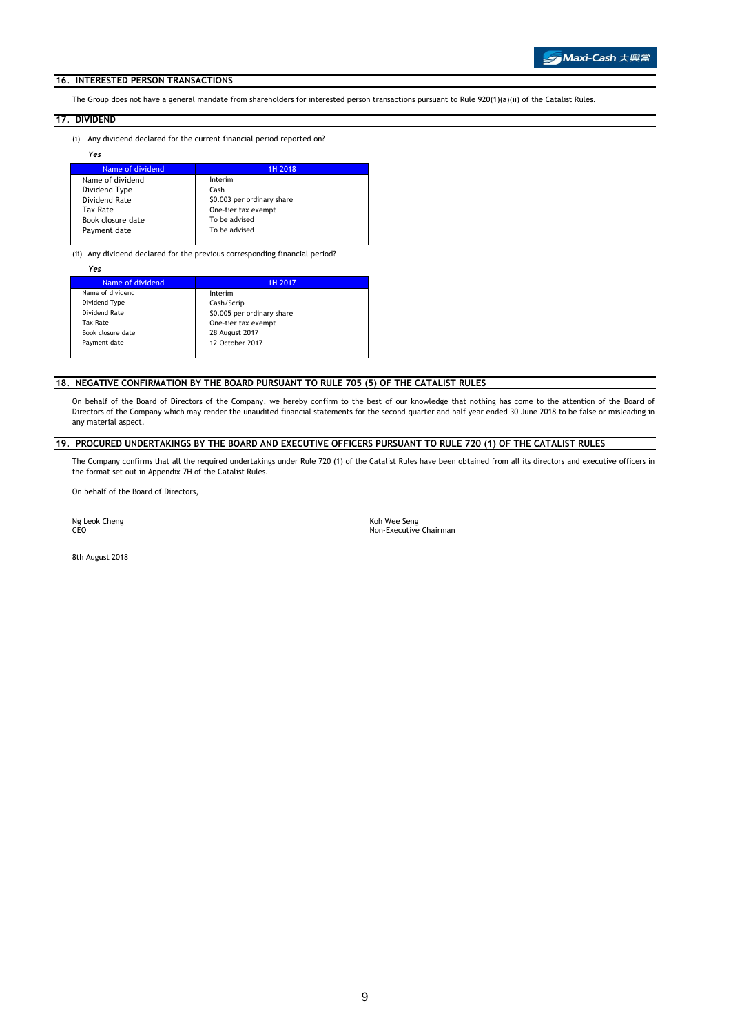## 16. INTERESTED PERSON TRANSACTIONS

The Group does not have a general mandate from shareholders for interested person transactions pursuant to Rule 920(1)(a)(ii) of the Catalist Rules.

## 17. DIVIDEND

(i) Any dividend declared for the current financial period reported on?

*Yes*

| Name of dividend | 1H 2018 |
|---|---|
| Name of dividend | Interim |
| Dividend Type | Cash |
| Dividend Rate | $0.003 per ordinary share |
| Tax Rate | One-tier tax exempt |
| Book closure date | To be advised |
| Payment date | To be advised |

(ii) Any dividend declared for the previous corresponding financial period?

*Yes*

| Name of dividend | 1H 2017 |
|---|---|
| Name of dividend | Interim |
| Dividend Type | Cash/Scrip |
| Dividend Rate | $0.005 per ordinary share |
| Tax Rate | One-tier tax exempt |
| Book closure date | 28 August 2017 |
| Payment date | 12 October 2017 |

## 18. NEGATIVE CONFIRMATION BY THE BOARD PURSUANT TO RULE 705 (5) OF THE CATALIST RULES

On behalf of the Board of Directors of the Company, we hereby confirm to the best of our knowledge that nothing has come to the attention of the Board of Directors of the Company which may render the unaudited financial statements for the second quarter and half year ended 30 June 2018 to be false or misleading in any material aspect.

## 19. PROCURED UNDERTAKINGS BY THE BOARD AND EXECUTIVE OFFICERS PURSUANT TO RULE 720 (1) OF THE CATALIST RULES

The Company confirms that all the required undertakings under Rule 720 (1) of the Catalist Rules have been obtained from all its directors and executive officers in the format set out in Appendix 7H of the Catalist Rules.

On behalf of the Board of Directors,

Ng Leok Cheng
CEO

Koh Wee Seng
Non-Executive Chairman

8th August 2018